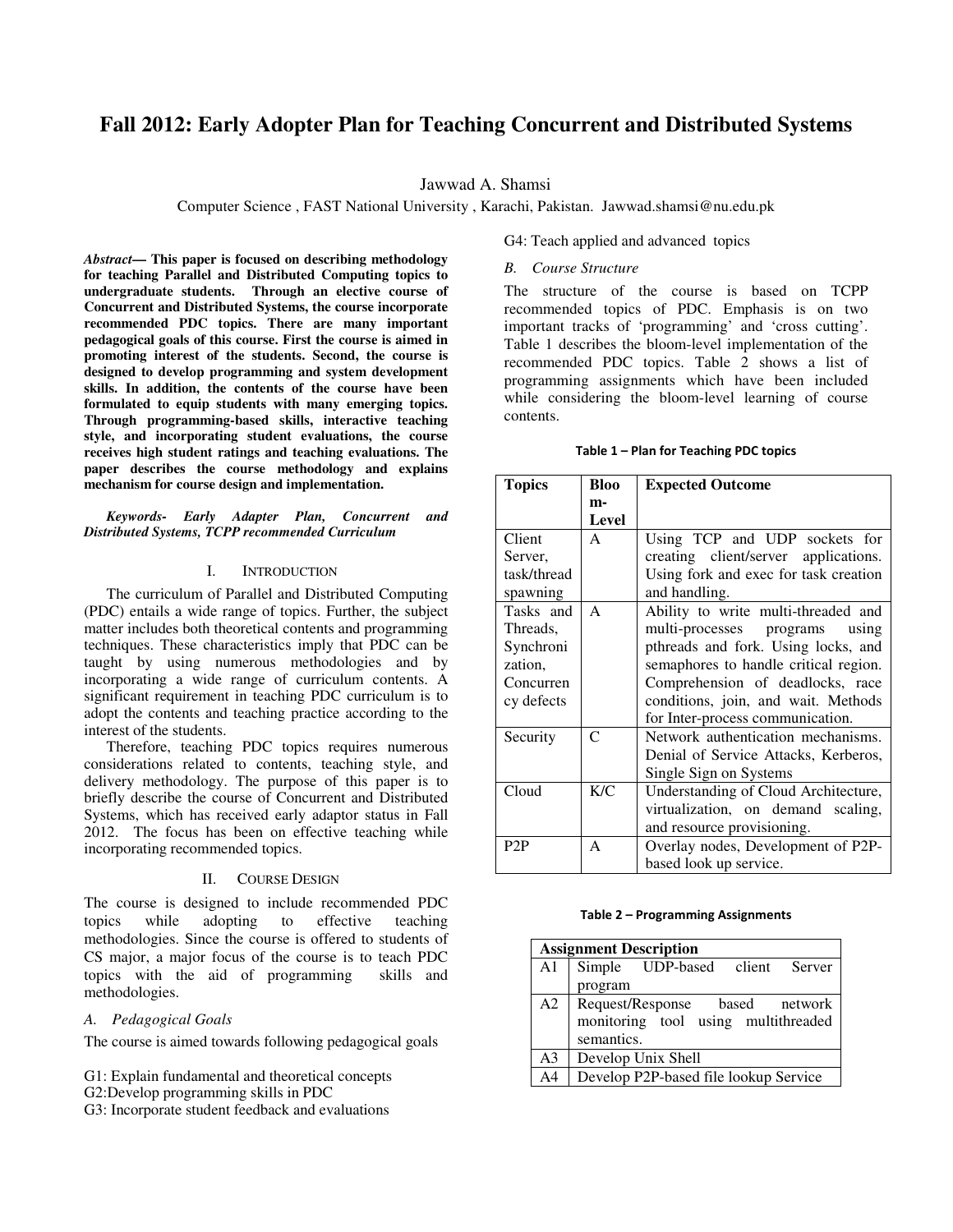# Fall 2012: Early Adopter Plan for Teaching Concurrent and Distributed Systems

Jawwad A. Shamsi

Computer Science , FAST National University , Karachi, Pakistan. Jawwad.shamsi@nu.edu.pk

***Abstract*— This paper is focused on describing methodology for teaching Parallel and Distributed Computing topics to undergraduate students. Through an elective course of Concurrent and Distributed Systems, the course incorporate recommended PDC topics. There are many important pedagogical goals of this course. First the course is aimed in promoting interest of the students. Second, the course is designed to develop programming and system development skills. In addition, the contents of the course have been formulated to equip students with many emerging topics. Through programming-based skills, interactive teaching style, and incorporating student evaluations, the course receives high student ratings and teaching evaluations. The paper describes the course methodology and explains mechanism for course design and implementation.**

***Keywords- Early Adapter Plan, Concurrent and Distributed Systems, TCPP recommended Curriculum***

## I. Introduction

The curriculum of Parallel and Distributed Computing (PDC) entails a wide range of topics. Further, the subject matter includes both theoretical contents and programming techniques. These characteristics imply that PDC can be taught by using numerous methodologies and by incorporating a wide range of curriculum contents. A significant requirement in teaching PDC curriculum is to adopt the contents and teaching practice according to the interest of the students.

Therefore, teaching PDC topics requires numerous considerations related to contents, teaching style, and delivery methodology. The purpose of this paper is to briefly describe the course of Concurrent and Distributed Systems, which has received early adaptor status in Fall 2012. The focus has been on effective teaching while incorporating recommended topics.

## II. Course Design

The course is designed to include recommended PDC topics while adopting to effective teaching methodologies. Since the course is offered to students of CS major, a major focus of the course is to teach PDC topics with the aid of programming skills and methodologies.

### *A. Pedagogical Goals*

The course is aimed towards following pedagogical goals

G1: Explain fundamental and theoretical concepts  
G2:Develop programming skills in PDC  
G3: Incorporate student feedback and evaluations  
G4: Teach applied and advanced topics

### *B. Course Structure*

The structure of the course is based on TCPP recommended topics of PDC. Emphasis is on two important tracks of 'programming' and 'cross cutting'. Table 1 describes the bloom-level implementation of the recommended PDC topics. Table 2 shows a list of programming assignments which have been included while considering the bloom-level learning of course contents.

**Table 1 – Plan for Teaching PDC topics**

| Topics | Bloom-Level | Expected Outcome |
|---|---|---|
| Client Server, task/thread spawning | A | Using TCP and UDP sockets for creating client/server applications. Using fork and exec for task creation and handling. |
| Tasks and Threads, Synchronization, Concurrency defects | A | Ability to write multi-threaded and multi-processes programs using pthreads and fork. Using locks, and semaphores to handle critical region. Comprehension of deadlocks, race conditions, join, and wait. Methods for Inter-process communication. |
| Security | C | Network authentication mechanisms. Denial of Service Attacks, Kerberos, Single Sign on Systems |
| Cloud | K/C | Understanding of Cloud Architecture, virtualization, on demand scaling, and resource provisioning. |
| P2P | A | Overlay nodes, Development of P2P-based look up service. |

**Table 2 – Programming Assignments**

| Assignment Description | |
|---|---|
| A1 | Simple UDP-based client Server program |
| A2 | Request/Response based network monitoring tool using multithreaded semantics. |
| A3 | Develop Unix Shell |
| A4 | Develop P2P-based file lookup Service |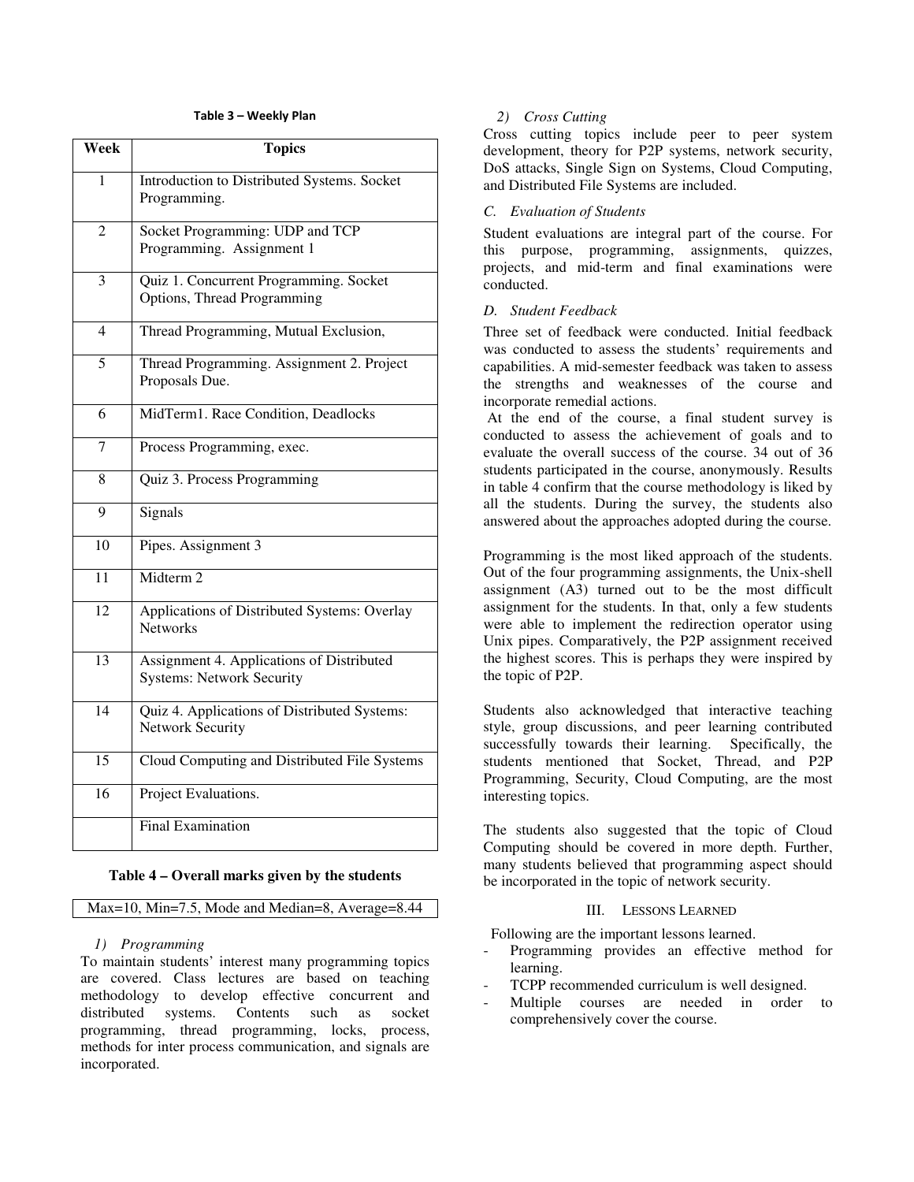**Table 3 – Weekly Plan**

| Week | Topics |
|---|---|
| 1 | Introduction to Distributed Systems. Socket Programming. |
| 2 | Socket Programming: UDP and TCP Programming. Assignment 1 |
| 3 | Quiz 1. Concurrent Programming. Socket Options, Thread Programming |
| 4 | Thread Programming, Mutual Exclusion, |
| 5 | Thread Programming. Assignment 2. Project Proposals Due. |
| 6 | MidTerm1. Race Condition, Deadlocks |
| 7 | Process Programming, exec. |
| 8 | Quiz 3. Process Programming |
| 9 | Signals |
| 10 | Pipes. Assignment 3 |
| 11 | Midterm 2 |
| 12 | Applications of Distributed Systems: Overlay Networks |
| 13 | Assignment 4. Applications of Distributed Systems: Network Security |
| 14 | Quiz 4. Applications of Distributed Systems: Network Security |
| 15 | Cloud Computing and Distributed File Systems |
| 16 | Project Evaluations. |
| | Final Examination |

**Table 4 – Overall marks given by the students**

| Max=10, Min=7.5, Mode and Median=8, Average=8.44 |
|---|

*1) Programming*

To maintain students' interest many programming topics are covered. Class lectures are based on teaching methodology to develop effective concurrent and distributed systems. Contents such as socket programming, thread programming, locks, process, methods for inter process communication, and signals are incorporated.

*2) Cross Cutting*

Cross cutting topics include peer to peer system development, theory for P2P systems, network security, DoS attacks, Single Sign on Systems, Cloud Computing, and Distributed File Systems are included.

### *C. Evaluation of Students*

Student evaluations are integral part of the course. For this purpose, programming, assignments, quizzes, projects, and mid-term and final examinations were conducted.

### *D. Student Feedback*

Three set of feedback were conducted. Initial feedback was conducted to assess the students' requirements and capabilities. A mid-semester feedback was taken to assess the strengths and weaknesses of the course and incorporate remedial actions.

At the end of the course, a final student survey is conducted to assess the achievement of goals and to evaluate the overall success of the course. 34 out of 36 students participated in the course, anonymously. Results in table 4 confirm that the course methodology is liked by all the students. During the survey, the students also answered about the approaches adopted during the course.

Programming is the most liked approach of the students. Out of the four programming assignments, the Unix-shell assignment (A3) turned out to be the most difficult assignment for the students. In that, only a few students were able to implement the redirection operator using Unix pipes. Comparatively, the P2P assignment received the highest scores. This is perhaps they were inspired by the topic of P2P.

Students also acknowledged that interactive teaching style, group discussions, and peer learning contributed successfully towards their learning. Specifically, the students mentioned that Socket, Thread, and P2P Programming, Security, Cloud Computing, are the most interesting topics.

The students also suggested that the topic of Cloud Computing should be covered in more depth. Further, many students believed that programming aspect should be incorporated in the topic of network security.

## III. LESSONS LEARNED

Following are the important lessons learned.

- Programming provides an effective method for learning.
- TCPP recommended curriculum is well designed.
- Multiple courses are needed in order to comprehensively cover the course.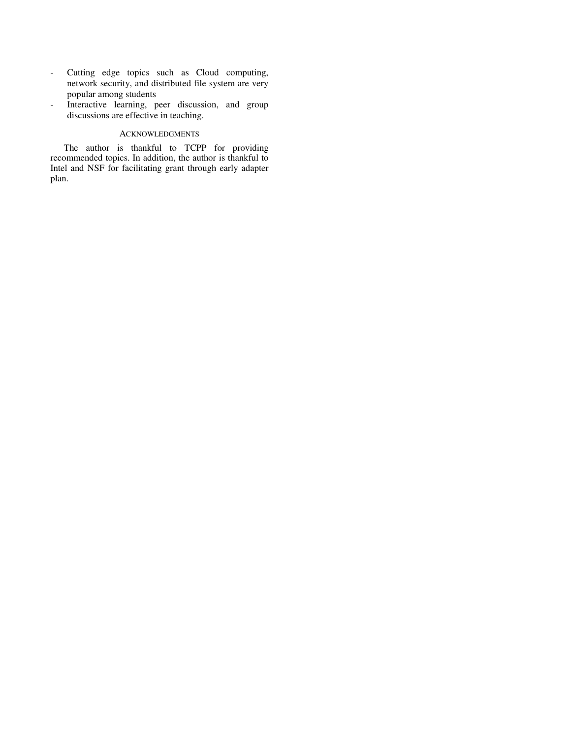- Cutting edge topics such as Cloud computing, network security, and distributed file system are very popular among students
- Interactive learning, peer discussion, and group discussions are effective in teaching.

## ACKNOWLEDGMENTS

The author is thankful to TCPP for providing recommended topics. In addition, the author is thankful to Intel and NSF for facilitating grant through early adapter plan.